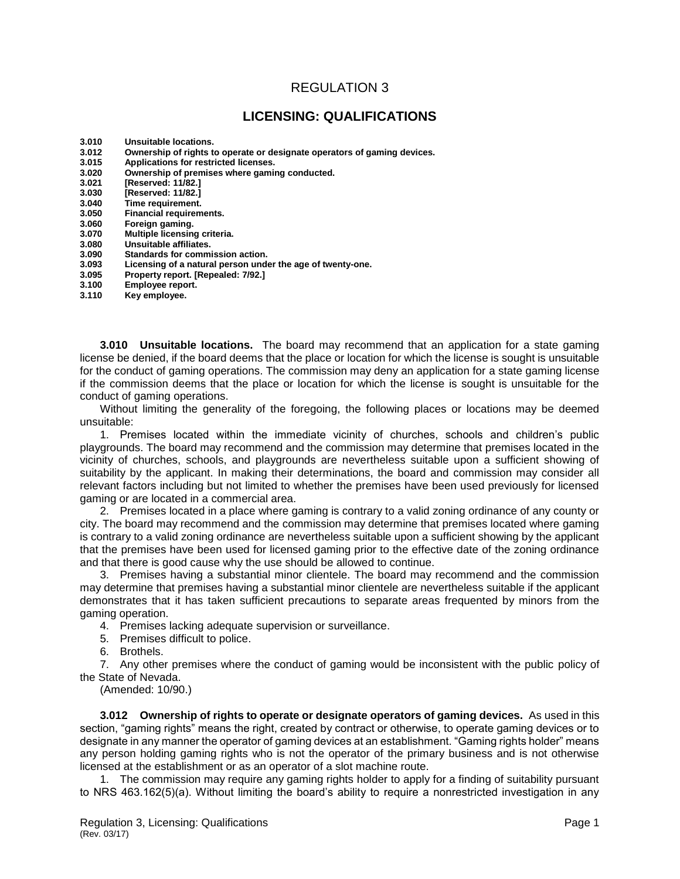# REGULATION 3

## LICENSING: QUALIFICATIONS

**3.010 Unsuitable locations.**
**3.012 Ownership of rights to operate or designate operators of gaming devices.**
**3.015 Applications for restricted licenses.**
**3.020 Ownership of premises where gaming conducted.**
**3.021 [Reserved: 11/82.]**
**3.030 [Reserved: 11/82.]**
**3.040 Time requirement.**
**3.050 Financial requirements.**
**3.060 Foreign gaming.**
**3.070 Multiple licensing criteria.**
**3.080 Unsuitable affiliates.**
**3.090 Standards for commission action.**
**3.093 Licensing of a natural person under the age of twenty-one.**
**3.095 Property report. [Repealed: 7/92.]**
**3.100 Employee report.**
**3.110 Key employee.**

**3.010 Unsuitable locations.** The board may recommend that an application for a state gaming license be denied, if the board deems that the place or location for which the license is sought is unsuitable for the conduct of gaming operations. The commission may deny an application for a state gaming license if the commission deems that the place or location for which the license is sought is unsuitable for the conduct of gaming operations.

Without limiting the generality of the foregoing, the following places or locations may be deemed unsuitable:

1. Premises located within the immediate vicinity of churches, schools and children's public playgrounds. The board may recommend and the commission may determine that premises located in the vicinity of churches, schools, and playgrounds are nevertheless suitable upon a sufficient showing of suitability by the applicant. In making their determinations, the board and commission may consider all relevant factors including but not limited to whether the premises have been used previously for licensed gaming or are located in a commercial area.

2. Premises located in a place where gaming is contrary to a valid zoning ordinance of any county or city. The board may recommend and the commission may determine that premises located where gaming is contrary to a valid zoning ordinance are nevertheless suitable upon a sufficient showing by the applicant that the premises have been used for licensed gaming prior to the effective date of the zoning ordinance and that there is good cause why the use should be allowed to continue.

3. Premises having a substantial minor clientele. The board may recommend and the commission may determine that premises having a substantial minor clientele are nevertheless suitable if the applicant demonstrates that it has taken sufficient precautions to separate areas frequented by minors from the gaming operation.

4. Premises lacking adequate supervision or surveillance.

5. Premises difficult to police.

6. Brothels.

7. Any other premises where the conduct of gaming would be inconsistent with the public policy of the State of Nevada.

(Amended: 10/90.)

**3.012 Ownership of rights to operate or designate operators of gaming devices.** As used in this section, "gaming rights" means the right, created by contract or otherwise, to operate gaming devices or to designate in any manner the operator of gaming devices at an establishment. "Gaming rights holder" means any person holding gaming rights who is not the operator of the primary business and is not otherwise licensed at the establishment or as an operator of a slot machine route.

1. The commission may require any gaming rights holder to apply for a finding of suitability pursuant to NRS 463.162(5)(a). Without limiting the board's ability to require a nonrestricted investigation in any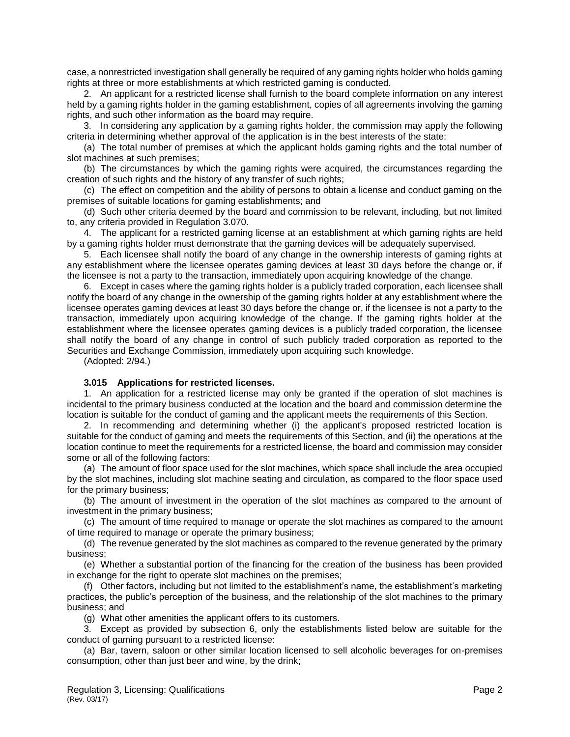case, a nonrestricted investigation shall generally be required of any gaming rights holder who holds gaming rights at three or more establishments at which restricted gaming is conducted.

2. An applicant for a restricted license shall furnish to the board complete information on any interest held by a gaming rights holder in the gaming establishment, copies of all agreements involving the gaming rights, and such other information as the board may require.

3. In considering any application by a gaming rights holder, the commission may apply the following criteria in determining whether approval of the application is in the best interests of the state:

(a) The total number of premises at which the applicant holds gaming rights and the total number of slot machines at such premises;

(b) The circumstances by which the gaming rights were acquired, the circumstances regarding the creation of such rights and the history of any transfer of such rights;

(c) The effect on competition and the ability of persons to obtain a license and conduct gaming on the premises of suitable locations for gaming establishments; and

(d) Such other criteria deemed by the board and commission to be relevant, including, but not limited to, any criteria provided in Regulation 3.070.

4. The applicant for a restricted gaming license at an establishment at which gaming rights are held by a gaming rights holder must demonstrate that the gaming devices will be adequately supervised.

5. Each licensee shall notify the board of any change in the ownership interests of gaming rights at any establishment where the licensee operates gaming devices at least 30 days before the change or, if the licensee is not a party to the transaction, immediately upon acquiring knowledge of the change.

6. Except in cases where the gaming rights holder is a publicly traded corporation, each licensee shall notify the board of any change in the ownership of the gaming rights holder at any establishment where the licensee operates gaming devices at least 30 days before the change or, if the licensee is not a party to the transaction, immediately upon acquiring knowledge of the change. If the gaming rights holder at the establishment where the licensee operates gaming devices is a publicly traded corporation, the licensee shall notify the board of any change in control of such publicly traded corporation as reported to the Securities and Exchange Commission, immediately upon acquiring such knowledge.

(Adopted: 2/94.)

### 3.015 Applications for restricted licenses.

1. An application for a restricted license may only be granted if the operation of slot machines is incidental to the primary business conducted at the location and the board and commission determine the location is suitable for the conduct of gaming and the applicant meets the requirements of this Section.

2. In recommending and determining whether (i) the applicant's proposed restricted location is suitable for the conduct of gaming and meets the requirements of this Section, and (ii) the operations at the location continue to meet the requirements for a restricted license, the board and commission may consider some or all of the following factors:

(a) The amount of floor space used for the slot machines, which space shall include the area occupied by the slot machines, including slot machine seating and circulation, as compared to the floor space used for the primary business;

(b) The amount of investment in the operation of the slot machines as compared to the amount of investment in the primary business;

(c) The amount of time required to manage or operate the slot machines as compared to the amount of time required to manage or operate the primary business;

(d) The revenue generated by the slot machines as compared to the revenue generated by the primary business;

(e) Whether a substantial portion of the financing for the creation of the business has been provided in exchange for the right to operate slot machines on the premises;

(f) Other factors, including but not limited to the establishment's name, the establishment's marketing practices, the public's perception of the business, and the relationship of the slot machines to the primary business; and

(g) What other amenities the applicant offers to its customers.

3. Except as provided by subsection 6, only the establishments listed below are suitable for the conduct of gaming pursuant to a restricted license:

(a) Bar, tavern, saloon or other similar location licensed to sell alcoholic beverages for on-premises consumption, other than just beer and wine, by the drink;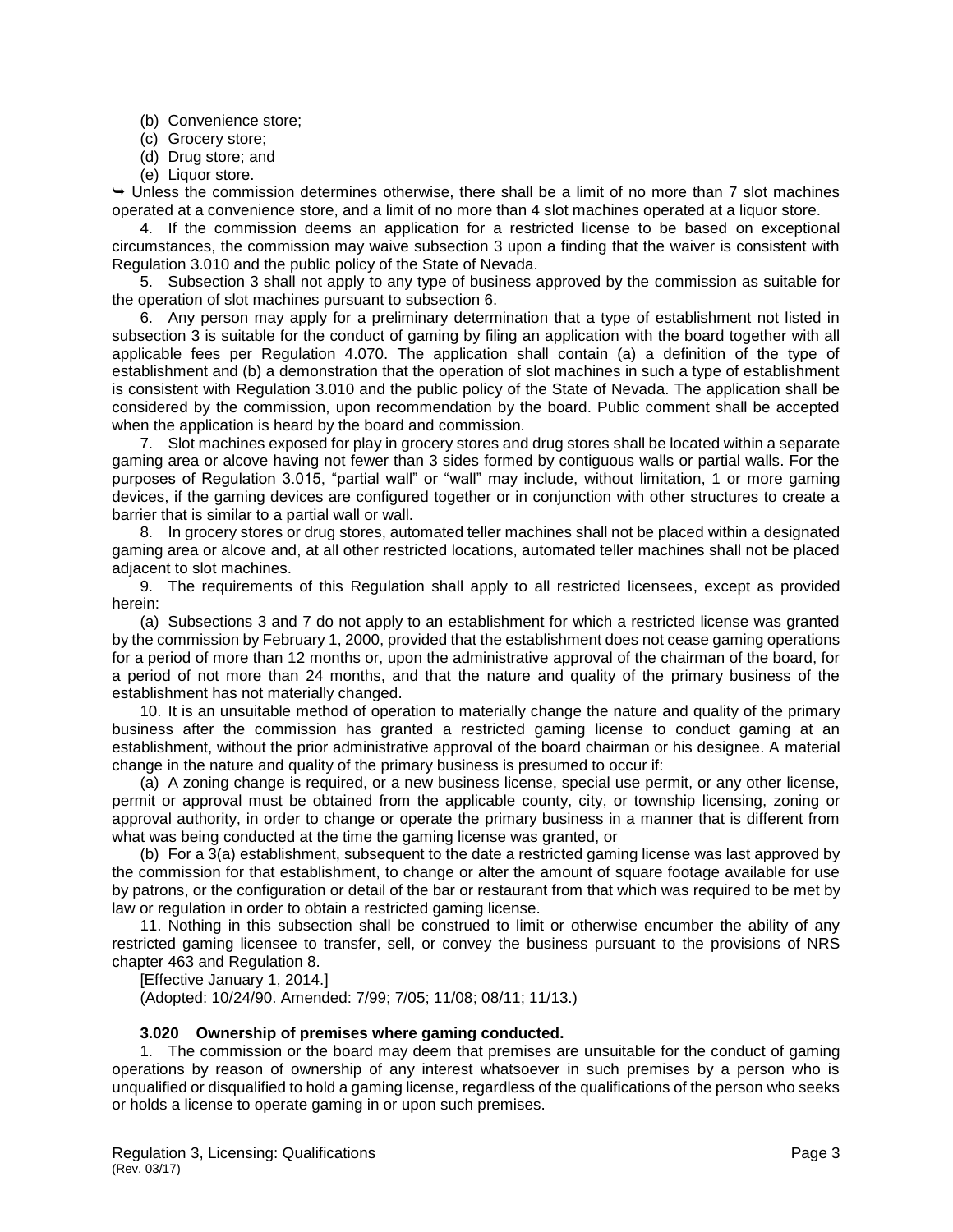(b) Convenience store;

(c) Grocery store;

(d) Drug store; and

(e) Liquor store.

➥ Unless the commission determines otherwise, there shall be a limit of no more than 7 slot machines operated at a convenience store, and a limit of no more than 4 slot machines operated at a liquor store.

4. If the commission deems an application for a restricted license to be based on exceptional circumstances, the commission may waive subsection 3 upon a finding that the waiver is consistent with Regulation 3.010 and the public policy of the State of Nevada.

5. Subsection 3 shall not apply to any type of business approved by the commission as suitable for the operation of slot machines pursuant to subsection 6.

6. Any person may apply for a preliminary determination that a type of establishment not listed in subsection 3 is suitable for the conduct of gaming by filing an application with the board together with all applicable fees per Regulation 4.070. The application shall contain (a) a definition of the type of establishment and (b) a demonstration that the operation of slot machines in such a type of establishment is consistent with Regulation 3.010 and the public policy of the State of Nevada. The application shall be considered by the commission, upon recommendation by the board. Public comment shall be accepted when the application is heard by the board and commission.

7. Slot machines exposed for play in grocery stores and drug stores shall be located within a separate gaming area or alcove having not fewer than 3 sides formed by contiguous walls or partial walls. For the purposes of Regulation 3.015, "partial wall" or "wall" may include, without limitation, 1 or more gaming devices, if the gaming devices are configured together or in conjunction with other structures to create a barrier that is similar to a partial wall or wall.

8. In grocery stores or drug stores, automated teller machines shall not be placed within a designated gaming area or alcove and, at all other restricted locations, automated teller machines shall not be placed adjacent to slot machines.

9. The requirements of this Regulation shall apply to all restricted licensees, except as provided herein:

(a) Subsections 3 and 7 do not apply to an establishment for which a restricted license was granted by the commission by February 1, 2000, provided that the establishment does not cease gaming operations for a period of more than 12 months or, upon the administrative approval of the chairman of the board, for a period of not more than 24 months, and that the nature and quality of the primary business of the establishment has not materially changed.

10. It is an unsuitable method of operation to materially change the nature and quality of the primary business after the commission has granted a restricted gaming license to conduct gaming at an establishment, without the prior administrative approval of the board chairman or his designee. A material change in the nature and quality of the primary business is presumed to occur if:

(a) A zoning change is required, or a new business license, special use permit, or any other license, permit or approval must be obtained from the applicable county, city, or township licensing, zoning or approval authority, in order to change or operate the primary business in a manner that is different from what was being conducted at the time the gaming license was granted, or

(b) For a 3(a) establishment, subsequent to the date a restricted gaming license was last approved by the commission for that establishment, to change or alter the amount of square footage available for use by patrons, or the configuration or detail of the bar or restaurant from that which was required to be met by law or regulation in order to obtain a restricted gaming license.

11. Nothing in this subsection shall be construed to limit or otherwise encumber the ability of any restricted gaming licensee to transfer, sell, or convey the business pursuant to the provisions of NRS chapter 463 and Regulation 8.

[Effective January 1, 2014.]

(Adopted: 10/24/90. Amended: 7/99; 7/05; 11/08; 08/11; 11/13.)

**3.020 Ownership of premises where gaming conducted.**

1. The commission or the board may deem that premises are unsuitable for the conduct of gaming operations by reason of ownership of any interest whatsoever in such premises by a person who is unqualified or disqualified to hold a gaming license, regardless of the qualifications of the person who seeks or holds a license to operate gaming in or upon such premises.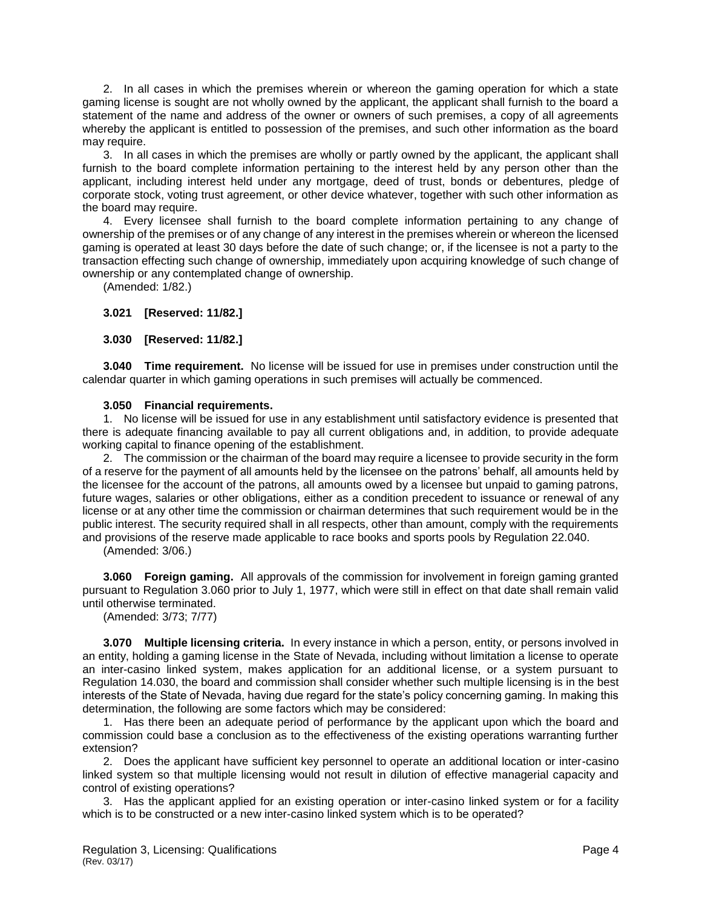2. In all cases in which the premises wherein or whereon the gaming operation for which a state gaming license is sought are not wholly owned by the applicant, the applicant shall furnish to the board a statement of the name and address of the owner or owners of such premises, a copy of all agreements whereby the applicant is entitled to possession of the premises, and such other information as the board may require.

3. In all cases in which the premises are wholly or partly owned by the applicant, the applicant shall furnish to the board complete information pertaining to the interest held by any person other than the applicant, including interest held under any mortgage, deed of trust, bonds or debentures, pledge of corporate stock, voting trust agreement, or other device whatever, together with such other information as the board may require.

4. Every licensee shall furnish to the board complete information pertaining to any change of ownership of the premises or of any change of any interest in the premises wherein or whereon the licensed gaming is operated at least 30 days before the date of such change; or, if the licensee is not a party to the transaction effecting such change of ownership, immediately upon acquiring knowledge of such change of ownership or any contemplated change of ownership.

(Amended: 1/82.)

**3.021 [Reserved: 11/82.]**

**3.030 [Reserved: 11/82.]**

**3.040 Time requirement.** No license will be issued for use in premises under construction until the calendar quarter in which gaming operations in such premises will actually be commenced.

**3.050 Financial requirements.**

1. No license will be issued for use in any establishment until satisfactory evidence is presented that there is adequate financing available to pay all current obligations and, in addition, to provide adequate working capital to finance opening of the establishment.

2. The commission or the chairman of the board may require a licensee to provide security in the form of a reserve for the payment of all amounts held by the licensee on the patrons' behalf, all amounts held by the licensee for the account of the patrons, all amounts owed by a licensee but unpaid to gaming patrons, future wages, salaries or other obligations, either as a condition precedent to issuance or renewal of any license or at any other time the commission or chairman determines that such requirement would be in the public interest. The security required shall in all respects, other than amount, comply with the requirements and provisions of the reserve made applicable to race books and sports pools by Regulation 22.040.

(Amended: 3/06.)

**3.060 Foreign gaming.** All approvals of the commission for involvement in foreign gaming granted pursuant to Regulation 3.060 prior to July 1, 1977, which were still in effect on that date shall remain valid until otherwise terminated.

(Amended: 3/73; 7/77)

**3.070 Multiple licensing criteria.** In every instance in which a person, entity, or persons involved in an entity, holding a gaming license in the State of Nevada, including without limitation a license to operate an inter-casino linked system, makes application for an additional license, or a system pursuant to Regulation 14.030, the board and commission shall consider whether such multiple licensing is in the best interests of the State of Nevada, having due regard for the state's policy concerning gaming. In making this determination, the following are some factors which may be considered:

1. Has there been an adequate period of performance by the applicant upon which the board and commission could base a conclusion as to the effectiveness of the existing operations warranting further extension?

2. Does the applicant have sufficient key personnel to operate an additional location or inter-casino linked system so that multiple licensing would not result in dilution of effective managerial capacity and control of existing operations?

3. Has the applicant applied for an existing operation or inter-casino linked system or for a facility which is to be constructed or a new inter-casino linked system which is to be operated?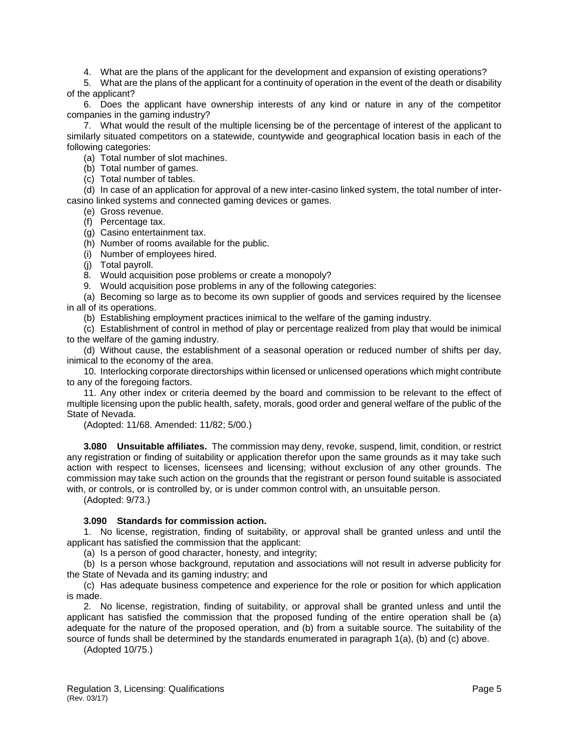4. What are the plans of the applicant for the development and expansion of existing operations?

5. What are the plans of the applicant for a continuity of operation in the event of the death or disability of the applicant?

6. Does the applicant have ownership interests of any kind or nature in any of the competitor companies in the gaming industry?

7. What would the result of the multiple licensing be of the percentage of interest of the applicant to similarly situated competitors on a statewide, countywide and geographical location basis in each of the following categories:

(a) Total number of slot machines.

(b) Total number of games.

(c) Total number of tables.

(d) In case of an application for approval of a new inter-casino linked system, the total number of inter-casino linked systems and connected gaming devices or games.

(e) Gross revenue.

(f) Percentage tax.

(g) Casino entertainment tax.

(h) Number of rooms available for the public.

(i) Number of employees hired.

(j) Total payroll.

8. Would acquisition pose problems or create a monopoly?

9. Would acquisition pose problems in any of the following categories:

(a) Becoming so large as to become its own supplier of goods and services required by the licensee in all of its operations.

(b) Establishing employment practices inimical to the welfare of the gaming industry.

(c) Establishment of control in method of play or percentage realized from play that would be inimical to the welfare of the gaming industry.

(d) Without cause, the establishment of a seasonal operation or reduced number of shifts per day, inimical to the economy of the area.

10. Interlocking corporate directorships within licensed or unlicensed operations which might contribute to any of the foregoing factors.

11. Any other index or criteria deemed by the board and commission to be relevant to the effect of multiple licensing upon the public health, safety, morals, good order and general welfare of the public of the State of Nevada.

(Adopted: 11/68. Amended: 11/82; 5/00.)

**3.080 Unsuitable affiliates.** The commission may deny, revoke, suspend, limit, condition, or restrict any registration or finding of suitability or application therefor upon the same grounds as it may take such action with respect to licenses, licensees and licensing; without exclusion of any other grounds. The commission may take such action on the grounds that the registrant or person found suitable is associated with, or controls, or is controlled by, or is under common control with, an unsuitable person.

(Adopted: 9/73.)

**3.090 Standards for commission action.**

1. No license, registration, finding of suitability, or approval shall be granted unless and until the applicant has satisfied the commission that the applicant:

(a) Is a person of good character, honesty, and integrity;

(b) Is a person whose background, reputation and associations will not result in adverse publicity for the State of Nevada and its gaming industry; and

(c) Has adequate business competence and experience for the role or position for which application is made.

2. No license, registration, finding of suitability, or approval shall be granted unless and until the applicant has satisfied the commission that the proposed funding of the entire operation shall be (a) adequate for the nature of the proposed operation, and (b) from a suitable source. The suitability of the source of funds shall be determined by the standards enumerated in paragraph 1(a), (b) and (c) above.

(Adopted 10/75.)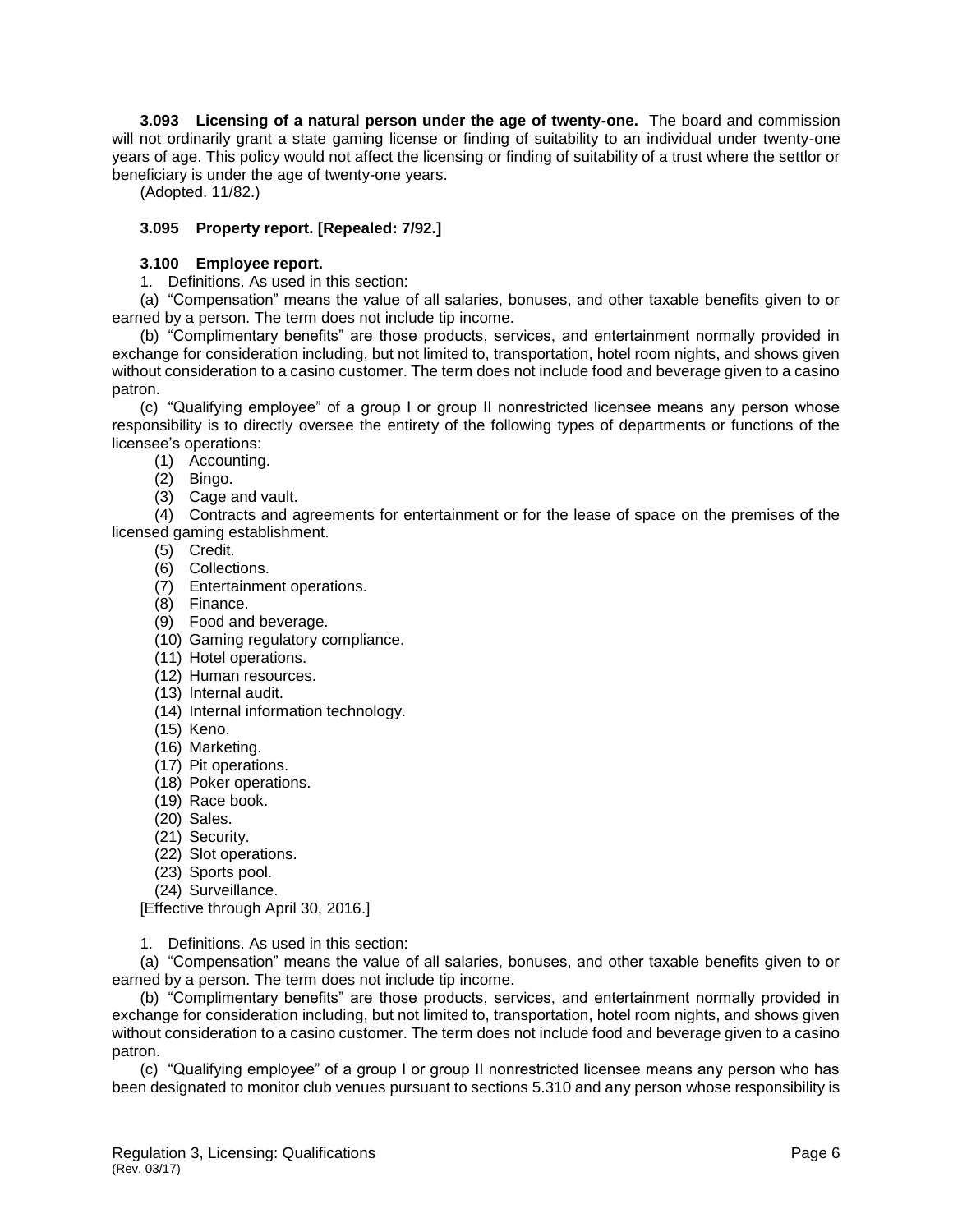**3.093 Licensing of a natural person under the age of twenty-one.** The board and commission will not ordinarily grant a state gaming license or finding of suitability to an individual under twenty-one years of age. This policy would not affect the licensing or finding of suitability of a trust where the settlor or beneficiary is under the age of twenty-one years.

(Adopted. 11/82.)

**3.095 Property report. [Repealed: 7/92.]**

**3.100 Employee report.**

1. Definitions. As used in this section:

(a) "Compensation" means the value of all salaries, bonuses, and other taxable benefits given to or earned by a person. The term does not include tip income.

(b) "Complimentary benefits" are those products, services, and entertainment normally provided in exchange for consideration including, but not limited to, transportation, hotel room nights, and shows given without consideration to a casino customer. The term does not include food and beverage given to a casino patron.

(c) "Qualifying employee" of a group I or group II nonrestricted licensee means any person whose responsibility is to directly oversee the entirety of the following types of departments or functions of the licensee's operations:

(1) Accounting.

(2) Bingo.

(3) Cage and vault.

(4) Contracts and agreements for entertainment or for the lease of space on the premises of the licensed gaming establishment.

(5) Credit.

(6) Collections.

(7) Entertainment operations.

(8) Finance.

(9) Food and beverage.

(10) Gaming regulatory compliance.

(11) Hotel operations.

(12) Human resources.

(13) Internal audit.

(14) Internal information technology.

(15) Keno.

(16) Marketing.

(17) Pit operations.

(18) Poker operations.

(19) Race book.

(20) Sales.

(21) Security.

(22) Slot operations.

(23) Sports pool.

(24) Surveillance.

[Effective through April 30, 2016.]

1. Definitions. As used in this section:

(a) "Compensation" means the value of all salaries, bonuses, and other taxable benefits given to or earned by a person. The term does not include tip income.

(b) "Complimentary benefits" are those products, services, and entertainment normally provided in exchange for consideration including, but not limited to, transportation, hotel room nights, and shows given without consideration to a casino customer. The term does not include food and beverage given to a casino patron.

(c) "Qualifying employee" of a group I or group II nonrestricted licensee means any person who has been designated to monitor club venues pursuant to sections 5.310 and any person whose responsibility is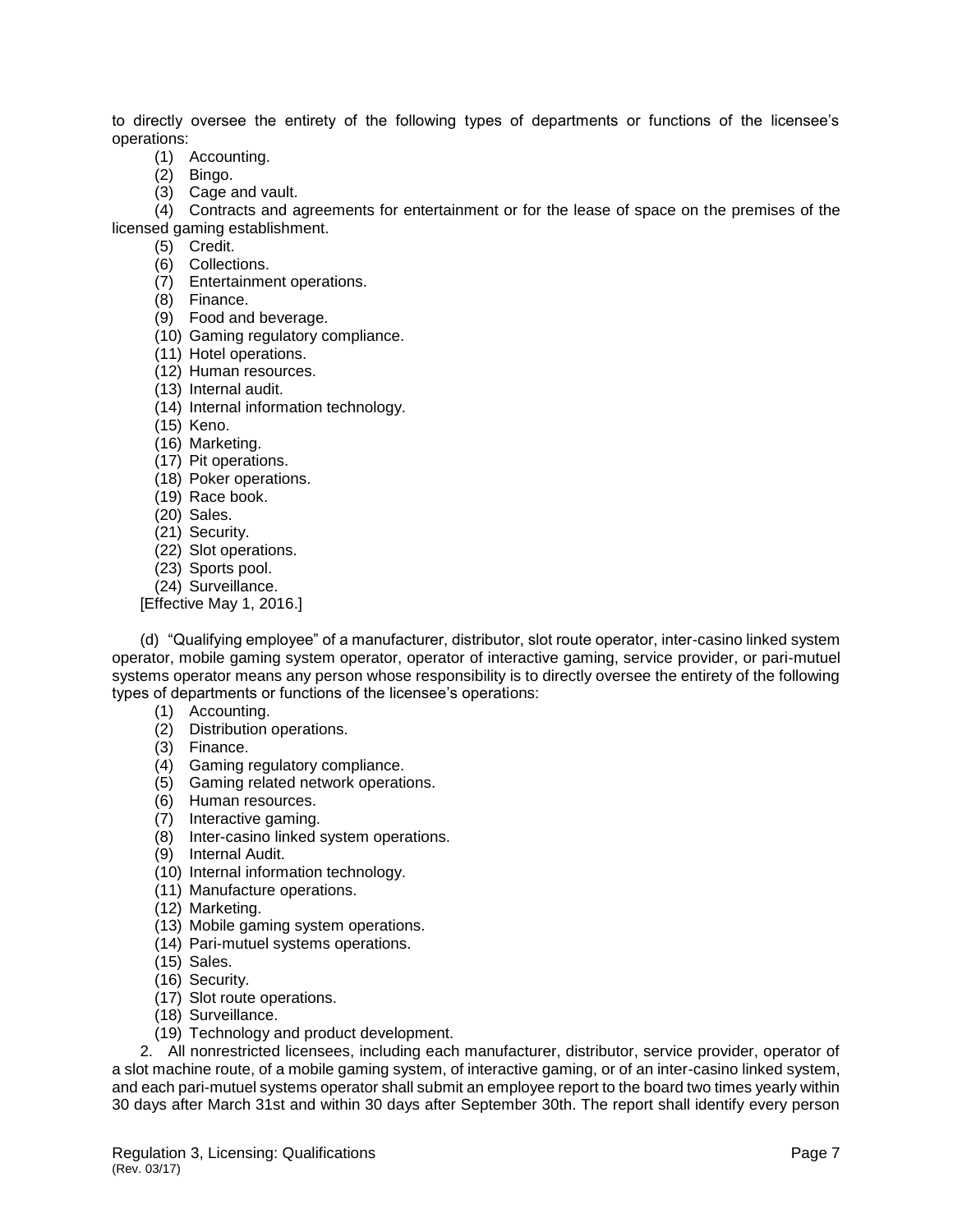to directly oversee the entirety of the following types of departments or functions of the licensee's operations:

(1) Accounting.
(2) Bingo.
(3) Cage and vault.
(4) Contracts and agreements for entertainment or for the lease of space on the premises of the licensed gaming establishment.
(5) Credit.
(6) Collections.
(7) Entertainment operations.
(8) Finance.
(9) Food and beverage.
(10) Gaming regulatory compliance.
(11) Hotel operations.
(12) Human resources.
(13) Internal audit.
(14) Internal information technology.
(15) Keno.
(16) Marketing.
(17) Pit operations.
(18) Poker operations.
(19) Race book.
(20) Sales.
(21) Security.
(22) Slot operations.
(23) Sports pool.
(24) Surveillance.

[Effective May 1, 2016.]

(d) "Qualifying employee" of a manufacturer, distributor, slot route operator, inter-casino linked system operator, mobile gaming system operator, operator of interactive gaming, service provider, or pari-mutuel systems operator means any person whose responsibility is to directly oversee the entirety of the following types of departments or functions of the licensee's operations:

(1) Accounting.
(2) Distribution operations.
(3) Finance.
(4) Gaming regulatory compliance.
(5) Gaming related network operations.
(6) Human resources.
(7) Interactive gaming.
(8) Inter-casino linked system operations.
(9) Internal Audit.
(10) Internal information technology.
(11) Manufacture operations.
(12) Marketing.
(13) Mobile gaming system operations.
(14) Pari-mutuel systems operations.
(15) Sales.
(16) Security.
(17) Slot route operations.
(18) Surveillance.
(19) Technology and product development.

2. All nonrestricted licensees, including each manufacturer, distributor, service provider, operator of a slot machine route, of a mobile gaming system, of interactive gaming, or of an inter-casino linked system, and each pari-mutuel systems operator shall submit an employee report to the board two times yearly within 30 days after March 31st and within 30 days after September 30th. The report shall identify every person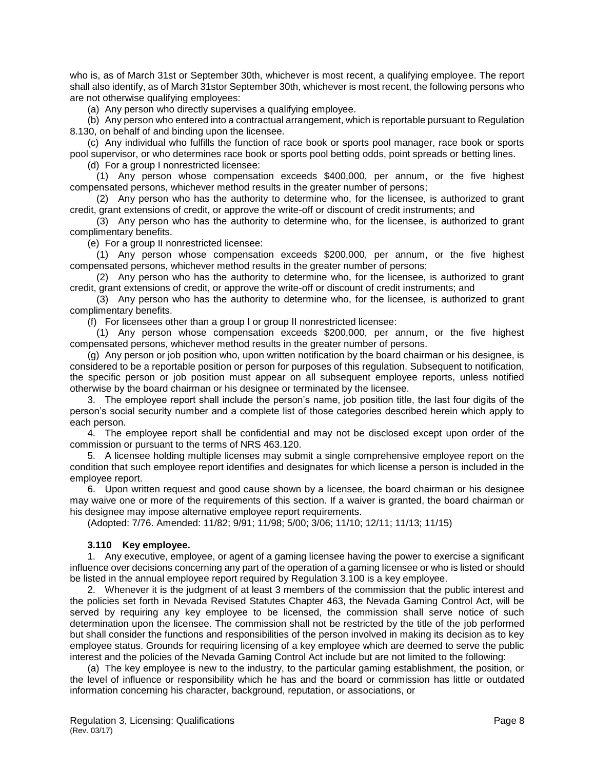who is, as of March 31st or September 30th, whichever is most recent, a qualifying employee. The report shall also identify, as of March 31stor September 30th, whichever is most recent, the following persons who are not otherwise qualifying employees:

(a) Any person who directly supervises a qualifying employee.

(b) Any person who entered into a contractual arrangement, which is reportable pursuant to Regulation 8.130, on behalf of and binding upon the licensee.

(c) Any individual who fulfills the function of race book or sports pool manager, race book or sports pool supervisor, or who determines race book or sports pool betting odds, point spreads or betting lines.

(d) For a group I nonrestricted licensee:

(1) Any person whose compensation exceeds $400,000, per annum, or the five highest compensated persons, whichever method results in the greater number of persons;

(2) Any person who has the authority to determine who, for the licensee, is authorized to grant credit, grant extensions of credit, or approve the write-off or discount of credit instruments; and

(3) Any person who has the authority to determine who, for the licensee, is authorized to grant complimentary benefits.

(e) For a group II nonrestricted licensee:

(1) Any person whose compensation exceeds $200,000, per annum, or the five highest compensated persons, whichever method results in the greater number of persons;

(2) Any person who has the authority to determine who, for the licensee, is authorized to grant credit, grant extensions of credit, or approve the write-off or discount of credit instruments; and

(3) Any person who has the authority to determine who, for the licensee, is authorized to grant complimentary benefits.

(f) For licensees other than a group I or group II nonrestricted licensee:

(1) Any person whose compensation exceeds $200,000, per annum, or the five highest compensated persons, whichever method results in the greater number of persons.

(g) Any person or job position who, upon written notification by the board chairman or his designee, is considered to be a reportable position or person for purposes of this regulation. Subsequent to notification, the specific person or job position must appear on all subsequent employee reports, unless notified otherwise by the board chairman or his designee or terminated by the licensee.

3. The employee report shall include the person's name, job position title, the last four digits of the person's social security number and a complete list of those categories described herein which apply to each person.

4. The employee report shall be confidential and may not be disclosed except upon order of the commission or pursuant to the terms of NRS 463.120.

5. A licensee holding multiple licenses may submit a single comprehensive employee report on the condition that such employee report identifies and designates for which license a person is included in the employee report.

6. Upon written request and good cause shown by a licensee, the board chairman or his designee may waive one or more of the requirements of this section. If a waiver is granted, the board chairman or his designee may impose alternative employee report requirements.

(Adopted: 7/76. Amended: 11/82; 9/91; 11/98; 5/00; 3/06; 11/10; 12/11; 11/13; 11/15)

**3.110 Key employee.**

1. Any executive, employee, or agent of a gaming licensee having the power to exercise a significant influence over decisions concerning any part of the operation of a gaming licensee or who is listed or should be listed in the annual employee report required by Regulation 3.100 is a key employee.

2. Whenever it is the judgment of at least 3 members of the commission that the public interest and the policies set forth in Nevada Revised Statutes Chapter 463, the Nevada Gaming Control Act, will be served by requiring any key employee to be licensed, the commission shall serve notice of such determination upon the licensee. The commission shall not be restricted by the title of the job performed but shall consider the functions and responsibilities of the person involved in making its decision as to key employee status. Grounds for requiring licensing of a key employee which are deemed to serve the public interest and the policies of the Nevada Gaming Control Act include but are not limited to the following:

(a) The key employee is new to the industry, to the particular gaming establishment, the position, or the level of influence or responsibility which he has and the board or commission has little or outdated information concerning his character, background, reputation, or associations, or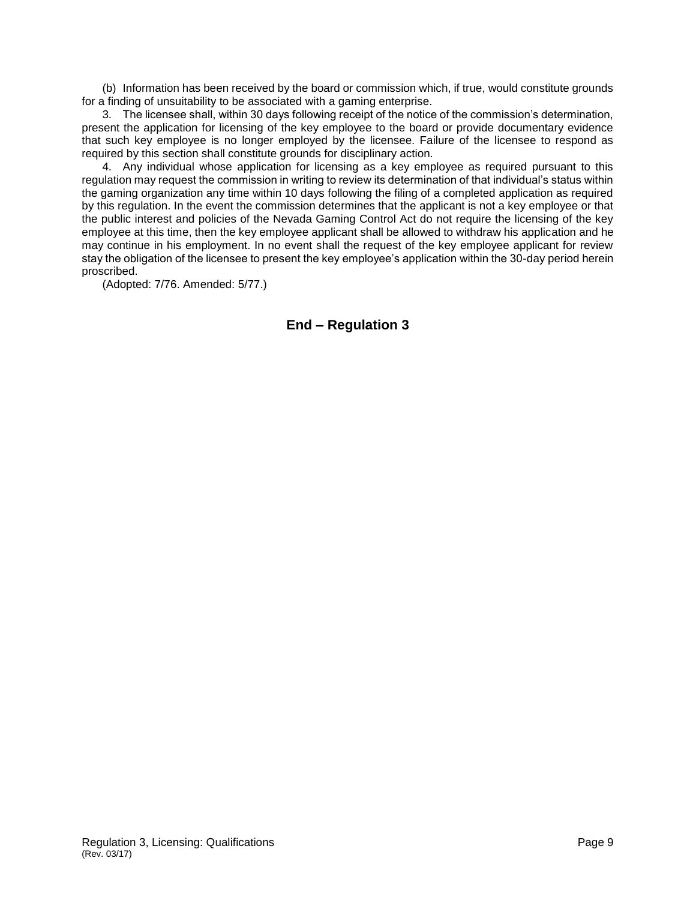(b) Information has been received by the board or commission which, if true, would constitute grounds for a finding of unsuitability to be associated with a gaming enterprise.

3. The licensee shall, within 30 days following receipt of the notice of the commission's determination, present the application for licensing of the key employee to the board or provide documentary evidence that such key employee is no longer employed by the licensee. Failure of the licensee to respond as required by this section shall constitute grounds for disciplinary action.

4. Any individual whose application for licensing as a key employee as required pursuant to this regulation may request the commission in writing to review its determination of that individual's status within the gaming organization any time within 10 days following the filing of a completed application as required by this regulation. In the event the commission determines that the applicant is not a key employee or that the public interest and policies of the Nevada Gaming Control Act do not require the licensing of the key employee at this time, then the key employee applicant shall be allowed to withdraw his application and he may continue in his employment. In no event shall the request of the key employee applicant for review stay the obligation of the licensee to present the key employee's application within the 30-day period herein proscribed.

(Adopted: 7/76. Amended: 5/77.)

## End – Regulation 3